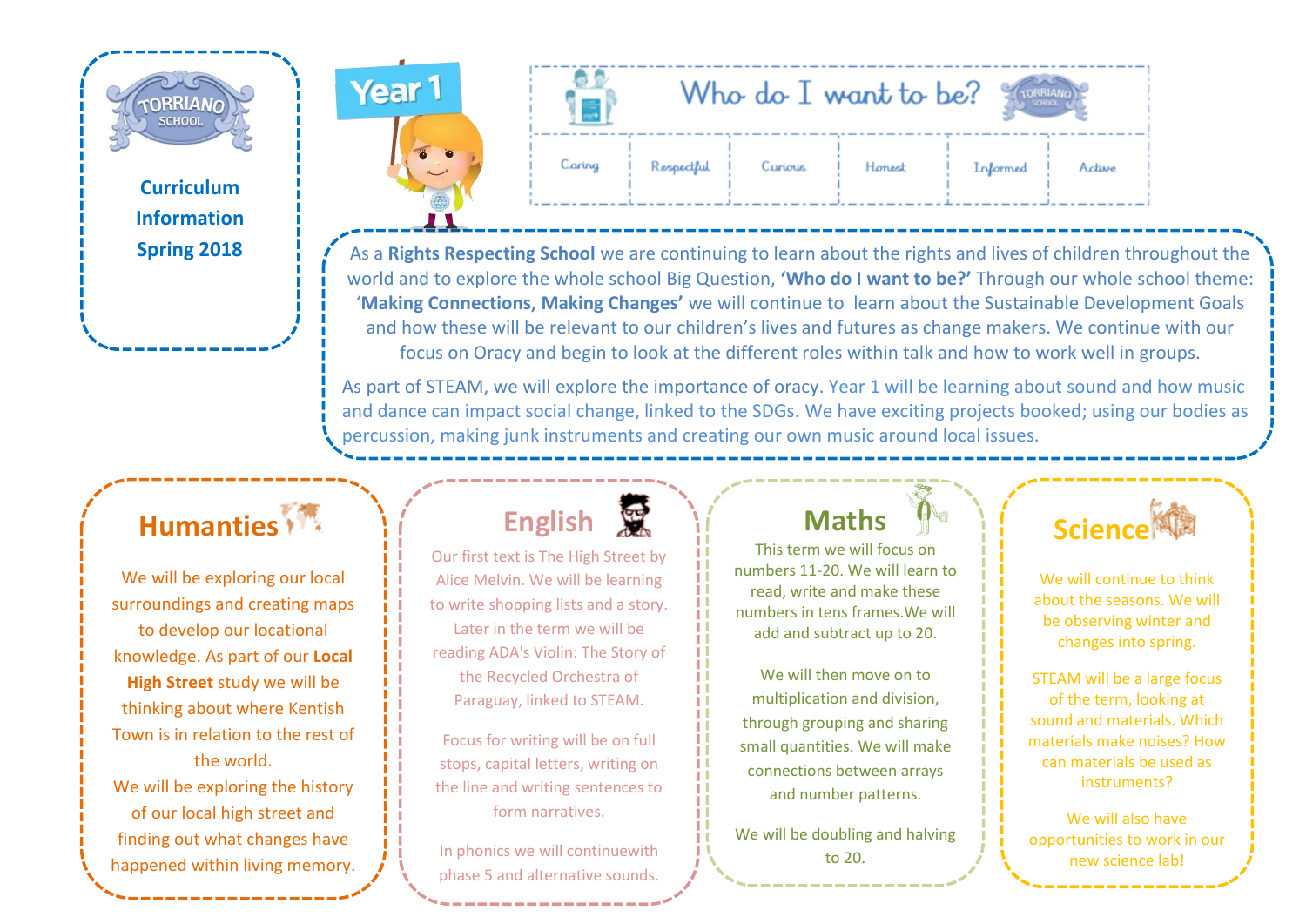TORRIANO SCHOOL

**Curriculum Information Spring 2018**

# Year 1

## Who do I want to be?

| Caring | Respectful | Curious | Honest | Informed | Active |
| --- | --- | --- | --- | --- | --- |

As a **Rights Respecting School** we are continuing to learn about the rights and lives of children throughout the world and to explore the whole school Big Question, **'Who do I want to be?'** Through our whole school theme: '**Making Connections, Making Changes'** we will continue to learn about the Sustainable Development Goals and how these will be relevant to our children's lives and futures as change makers. We continue with our focus on Oracy and begin to look at the different roles within talk and how to work well in groups.

As part of STEAM, we will explore the importance of oracy. Year 1 will be learning about sound and how music and dance can impact social change, linked to the SDGs. We have exciting projects booked; using our bodies as percussion, making junk instruments and creating our own music around local issues.

## Humanties

We will be exploring our local surroundings and creating maps to develop our locational knowledge. As part of our **Local High Street** study we will be thinking about where Kentish Town is in relation to the rest of the world.

We will be exploring the history of our local high street and finding out what changes have happened within living memory.

## English

Our first text is The High Street by Alice Melvin. We will be learning to write shopping lists and a story. Later in the term we will be reading ADA's Violin: The Story of the Recycled Orchestra of Paraguay, linked to STEAM.

Focus for writing will be on full stops, capital letters, writing on the line and writing sentences to form narratives.

In phonics we will continuewith phase 5 and alternative sounds.

## Maths

This term we will focus on numbers 11-20. We will learn to read, write and make these numbers in tens frames.We will add and subtract up to 20.

We will then move on to multiplication and division, through grouping and sharing small quantities. We will make connections between arrays and number patterns.

We will be doubling and halving to 20.

## Science

We will continue to think about the seasons. We will be observing winter and changes into spring.

STEAM will be a large focus of the term, looking at sound and materials. Which materials make noises? How can materials be used as instruments?

We will also have opportunities to work in our new science lab!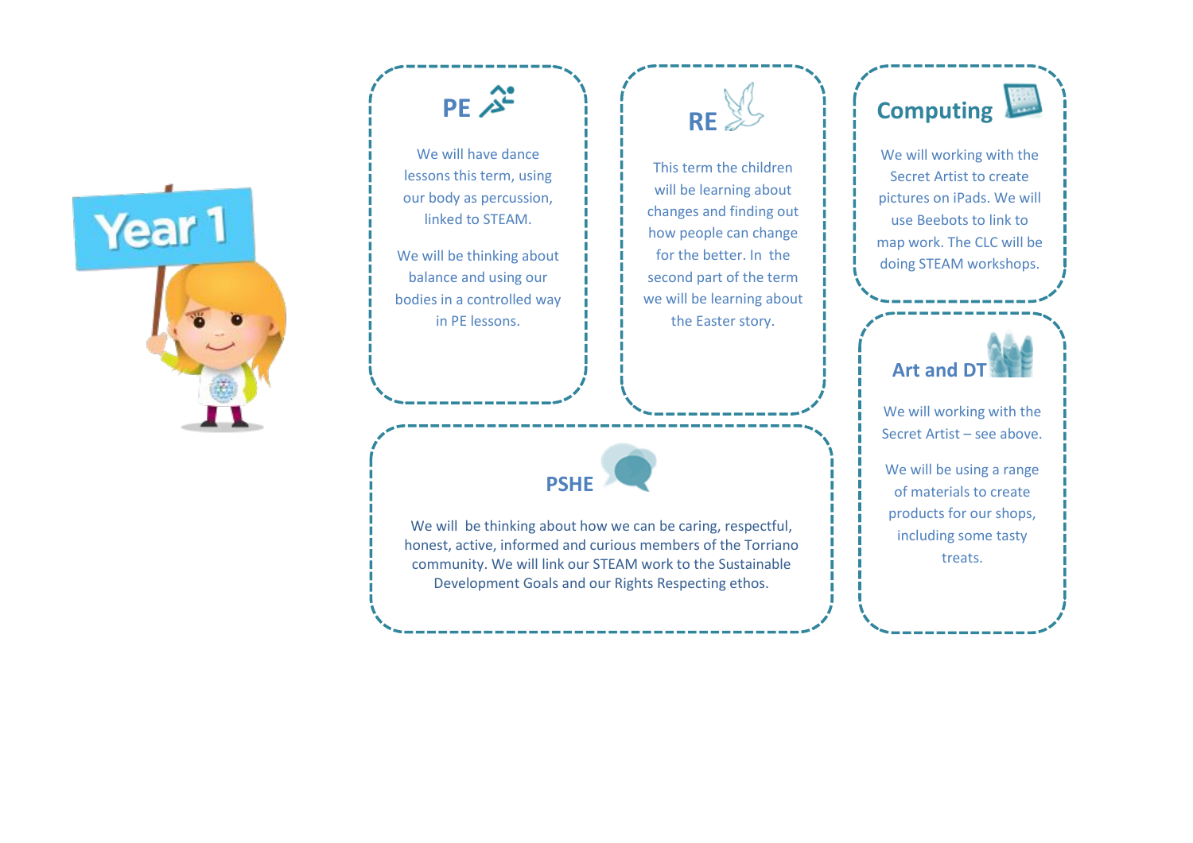Year 1

## PE

We will have dance lessons this term, using our body as percussion, linked to STEAM.

We will be thinking about balance and using our bodies in a controlled way in PE lessons.

## RE

This term the children will be learning about changes and finding out how people can change for the better. In the second part of the term we will be learning about the Easter story.

## Computing

We will working with the Secret Artist to create pictures on iPads. We will use Beebots to link to map work. The CLC will be doing STEAM workshops.

## Art and DT

We will working with the Secret Artist – see above.

We will be using a range of materials to create products for our shops, including some tasty treats.

## PSHE

We will be thinking about how we can be caring, respectful, honest, active, informed and curious members of the Torriano community. We will link our STEAM work to the Sustainable Development Goals and our Rights Respecting ethos.